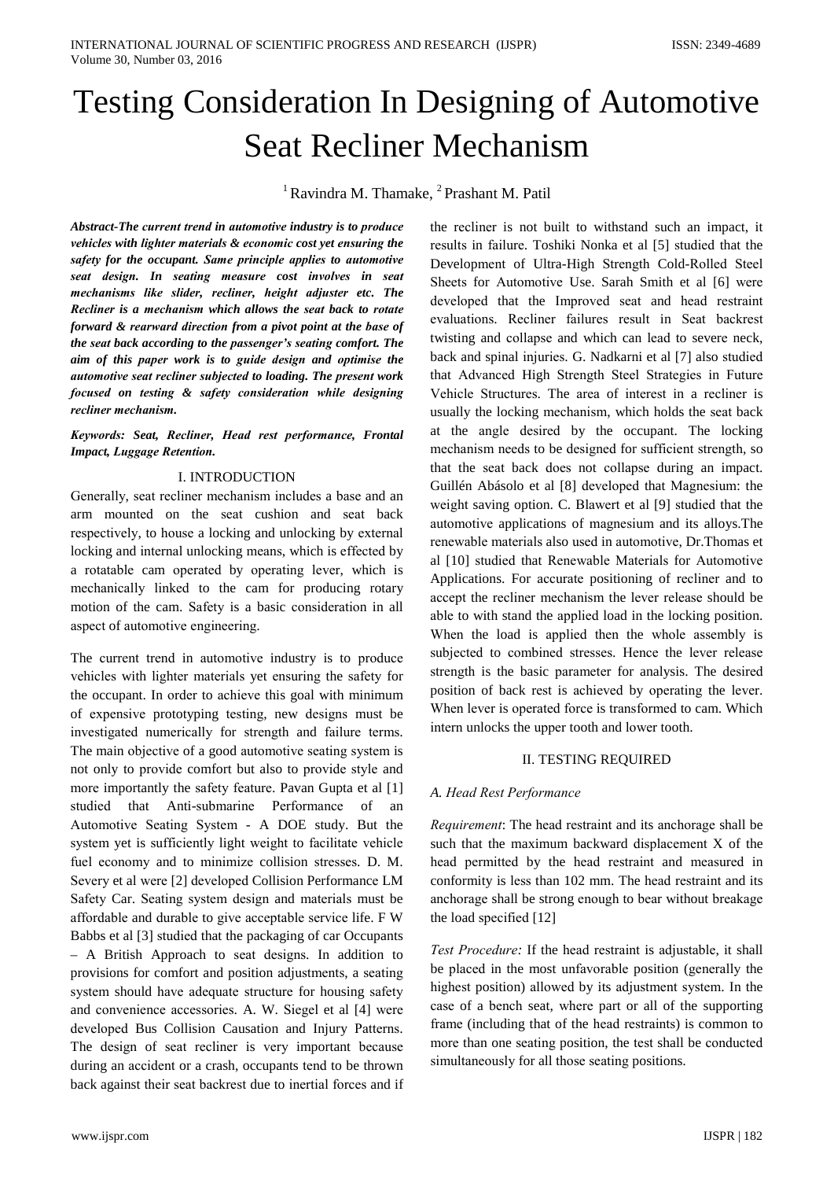# Testing Consideration In Designing of Automotive Seat Recliner Mechanism

[1] Ravindra M. Thamake, [2] Prashant M. Patil

***Abstract*-The current trend in automotive industry is to produce vehicles with lighter materials & economic cost yet ensuring the safety for the occupant. Same principle applies to automotive seat design. In seating measure cost involves in seat mechanisms like slider, recliner, height adjuster etc. The Recliner is a mechanism which allows the seat back to rotate forward & rearward direction from a pivot point at the base of the seat back according to the passenger's seating comfort. The aim of this paper work is to guide design and optimise the automotive seat recliner subjected to loading. The present work focused on testing & safety consideration while designing recliner mechanism.**

***Keywords: Seat, Recliner, Head rest performance, Frontal Impact, Luggage Retention.***

## I. INTRODUCTION

Generally, seat recliner mechanism includes a base and an arm mounted on the seat cushion and seat back respectively, to house a locking and unlocking by external locking and internal unlocking means, which is effected by a rotatable cam operated by operating lever, which is mechanically linked to the cam for producing rotary motion of the cam. Safety is a basic consideration in all aspect of automotive engineering.

The current trend in automotive industry is to produce vehicles with lighter materials yet ensuring the safety for the occupant. In order to achieve this goal with minimum of expensive prototyping testing, new designs must be investigated numerically for strength and failure terms. The main objective of a good automotive seating system is not only to provide comfort but also to provide style and more importantly the safety feature. Pavan Gupta et al [1] studied that Anti-submarine Performance of an Automotive Seating System - A DOE study. But the system yet is sufficiently light weight to facilitate vehicle fuel economy and to minimize collision stresses. D. M. Severy et al were [2] developed Collision Performance LM Safety Car. Seating system design and materials must be affordable and durable to give acceptable service life. F W Babbs et al [3] studied that the packaging of car Occupants – A British Approach to seat designs. In addition to provisions for comfort and position adjustments, a seating system should have adequate structure for housing safety and convenience accessories. A. W. Siegel et al [4] were developed Bus Collision Causation and Injury Patterns. The design of seat recliner is very important because during an accident or a crash, occupants tend to be thrown back against their seat backrest due to inertial forces and if the recliner is not built to withstand such an impact, it results in failure. Toshiki Nonka et al [5] studied that the Development of Ultra-High Strength Cold-Rolled Steel Sheets for Automotive Use. Sarah Smith et al [6] were developed that the Improved seat and head restraint evaluations. Recliner failures result in Seat backrest twisting and collapse and which can lead to severe neck, back and spinal injuries. G. Nadkarni et al [7] also studied that Advanced High Strength Steel Strategies in Future Vehicle Structures. The area of interest in a recliner is usually the locking mechanism, which holds the seat back at the angle desired by the occupant. The locking mechanism needs to be designed for sufficient strength, so that the seat back does not collapse during an impact. Guillén Abásolo et al [8] developed that Magnesium: the weight saving option. C. Blawert et al [9] studied that the automotive applications of magnesium and its alloys.The renewable materials also used in automotive, Dr.Thomas et al [10] studied that Renewable Materials for Automotive Applications. For accurate positioning of recliner and to accept the recliner mechanism the lever release should be able to with stand the applied load in the locking position. When the load is applied then the whole assembly is subjected to combined stresses. Hence the lever release strength is the basic parameter for analysis. The desired position of back rest is achieved by operating the lever. When lever is operated force is transformed to cam. Which intern unlocks the upper tooth and lower tooth.

## II. TESTING REQUIRED

### A. Head Rest Performance

*Requirement*: The head restraint and its anchorage shall be such that the maximum backward displacement X of the head permitted by the head restraint and measured in conformity is less than 102 mm. The head restraint and its anchorage shall be strong enough to bear without breakage the load specified [12]

*Test Procedure:* If the head restraint is adjustable, it shall be placed in the most unfavorable position (generally the highest position) allowed by its adjustment system. In the case of a bench seat, where part or all of the supporting frame (including that of the head restraints) is common to more than one seating position, the test shall be conducted simultaneously for all those seating positions.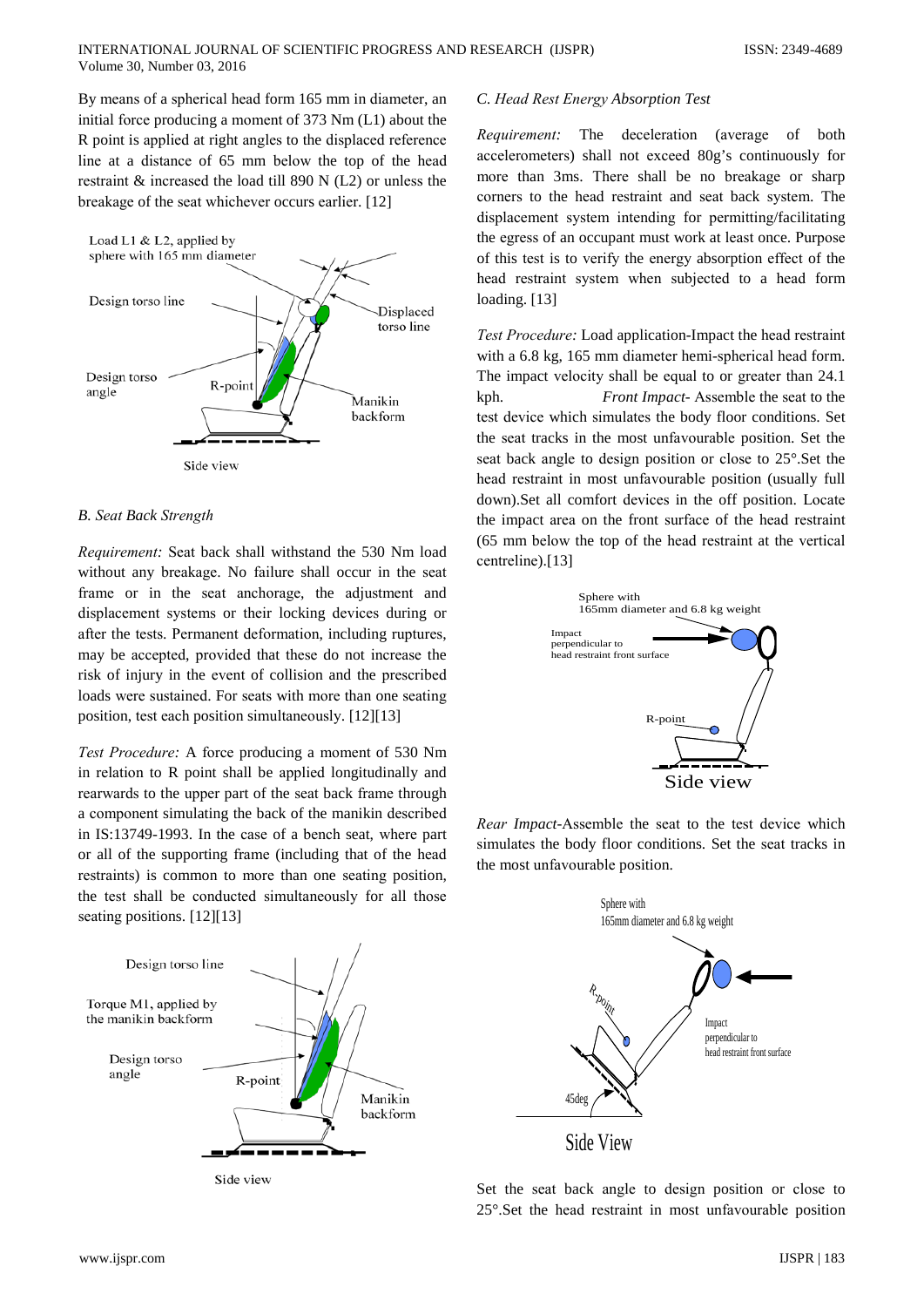By means of a spherical head form 165 mm in diameter, an initial force producing a moment of 373 Nm (L1) about the R point is applied at right angles to the displaced reference line at a distance of 65 mm below the top of the head restraint & increased the load till 890 N (L2) or unless the breakage of the seat whichever occurs earlier. [12]

### B. Seat Back Strength

*Requirement:* Seat back shall withstand the 530 Nm load without any breakage. No failure shall occur in the seat frame or in the seat anchorage, the adjustment and displacement systems or their locking devices during or after the tests. Permanent deformation, including ruptures, may be accepted, provided that these do not increase the risk of injury in the event of collision and the prescribed loads were sustained. For seats with more than one seating position, test each position simultaneously. [12][13]

*Test Procedure:* A force producing a moment of 530 Nm in relation to R point shall be applied longitudinally and rearwards to the upper part of the seat back frame through a component simulating the back of the manikin described in IS:13749-1993. In the case of a bench seat, where part or all of the supporting frame (including that of the head restraints) is common to more than one seating position, the test shall be conducted simultaneously for all those seating positions. [12][13]

### C. Head Rest Energy Absorption Test

*Requirement:* The deceleration (average of both accelerometers) shall not exceed 80g's continuously for more than 3ms. There shall be no breakage or sharp corners to the head restraint and seat back system. The displacement system intending for permitting/facilitating the egress of an occupant must work at least once. Purpose of this test is to verify the energy absorption effect of the head restraint system when subjected to a head form loading. [13]

*Test Procedure:* Load application-Impact the head restraint with a 6.8 kg, 165 mm diameter hemi-spherical head form. The impact velocity shall be equal to or greater than 24.1 kph. *Front Impact*- Assemble the seat to the test device which simulates the body floor conditions. Set the seat tracks in the most unfavourable position. Set the seat back angle to design position or close to 25°.Set the head restraint in most unfavourable position (usually full down).Set all comfort devices in the off position. Locate the impact area on the front surface of the head restraint (65 mm below the top of the head restraint at the vertical centreline).[13]

*Rear Impact*-Assemble the seat to the test device which simulates the body floor conditions. Set the seat tracks in the most unfavourable position.

Set the seat back angle to design position or close to 25°.Set the head restraint in most unfavourable position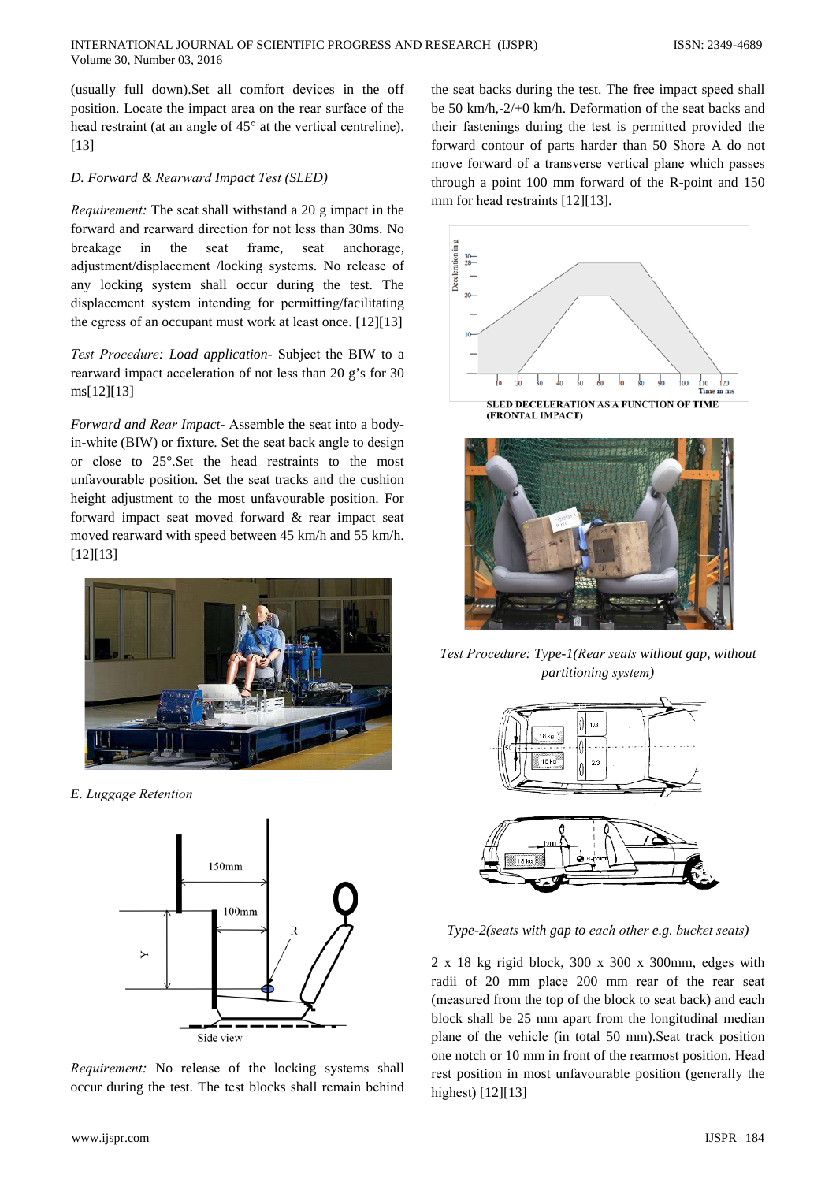(usually full down).Set all comfort devices in the off position. Locate the impact area on the rear surface of the head restraint (at an angle of 45° at the vertical centreline).[13]

### D. Forward & Rearward Impact Test (SLED)

*Requirement:* The seat shall withstand a 20 g impact in the forward and rearward direction for not less than 30ms. No breakage in the seat frame, seat anchorage, adjustment/displacement /locking systems. No release of any locking system shall occur during the test. The displacement system intending for permitting/facilitating the egress of an occupant must work at least once. [12][13]

*Test Procedure: Load application-* Subject the BIW to a rearward impact acceleration of not less than 20 g's for 30 ms[12][13]

*Forward and Rear Impact-* Assemble the seat into a body-in-white (BIW) or fixture. Set the seat back angle to design or close to 25°.Set the head restraints to the most unfavourable position. Set the seat tracks and the cushion height adjustment to the most unfavourable position. For forward impact seat moved forward & rear impact seat moved rearward with speed between 45 km/h and 55 km/h.[12][13]

### E. Luggage Retention

*Requirement:* No release of the locking systems shall occur during the test. The test blocks shall remain behind the seat backs during the test. The free impact speed shall be 50 km/h,-2/+0 km/h. Deformation of the seat backs and their fastenings during the test is permitted provided the forward contour of parts harder than 50 Shore A do not move forward of a transverse vertical plane which passes through a point 100 mm forward of the R-point and 150 mm for head restraints [12][13].

SLED DECELERATION AS A FUNCTION OF TIME (FRONTAL IMPACT)

*Test Procedure: Type-1(Rear seats without gap, without partitioning system)*

*Type-2(seats with gap to each other e.g. bucket seats)*

2 x 18 kg rigid block, 300 x 300 x 300mm, edges with radii of 20 mm place 200 mm rear of the rear seat (measured from the top of the block to seat back) and each block shall be 25 mm apart from the longitudinal median plane of the vehicle (in total 50 mm).Seat track position one notch or 10 mm in front of the rearmost position. Head rest position in most unfavourable position (generally the highest) [12][13]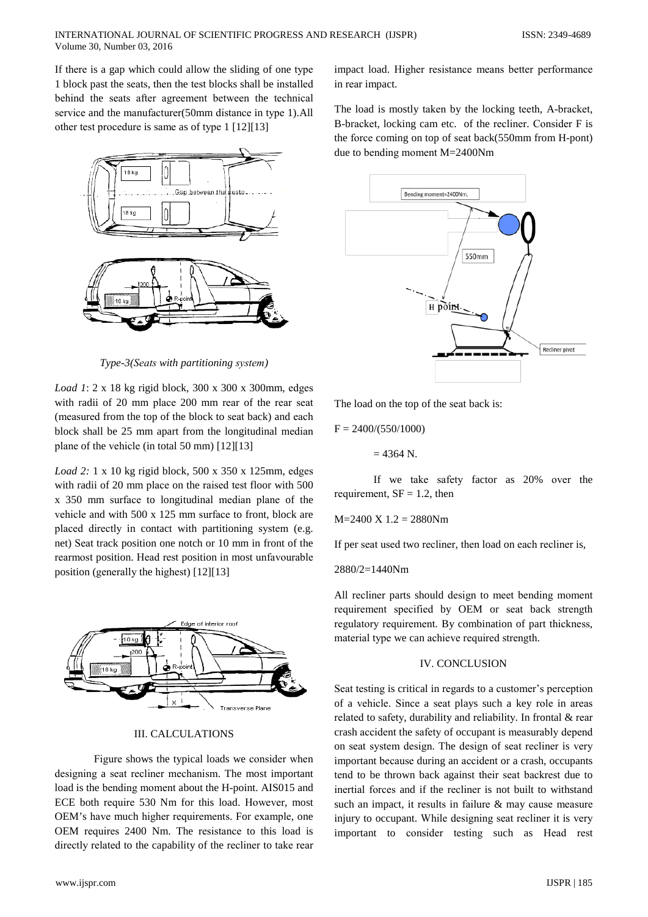If there is a gap which could allow the sliding of one type 1 block past the seats, then the test blocks shall be installed behind the seats after agreement between the technical service and the manufacturer(50mm distance in type 1).All other test procedure is same as of type 1 [12][13]

*Type-3(Seats with partitioning system)*

*Load 1*: 2 x 18 kg rigid block, 300 x 300 x 300mm, edges with radii of 20 mm place 200 mm rear of the rear seat (measured from the top of the block to seat back) and each block shall be 25 mm apart from the longitudinal median plane of the vehicle (in total 50 mm) [12][13]

*Load 2:* 1 x 10 kg rigid block, 500 x 350 x 125mm, edges with radii of 20 mm place on the raised test floor with 500 x 350 mm surface to longitudinal median plane of the vehicle and with 500 x 125 mm surface to front, block are placed directly in contact with partitioning system (e.g. net) Seat track position one notch or 10 mm in front of the rearmost position. Head rest position in most unfavourable position (generally the highest) [12][13]

## III. CALCULATIONS

Figure shows the typical loads we consider when designing a seat recliner mechanism. The most important load is the bending moment about the H-point. AIS015 and ECE both require 530 Nm for this load. However, most OEM's have much higher requirements. For example, one OEM requires 2400 Nm. The resistance to this load is directly related to the capability of the recliner to take rear impact load. Higher resistance means better performance in rear impact.

The load is mostly taken by the locking teeth, A-bracket, B-bracket, locking cam etc. of the recliner. Consider F is the force coming on top of seat back(550mm from H-pont) due to bending moment M=2400Nm

The load on the top of the seat back is:

$F = 2400/(550/1000)$

$= 4364$ N.

If we take safety factor as 20% over the requirement, SF = 1.2, then

M=2400 X 1.2 = 2880Nm

If per seat used two recliner, then load on each recliner is,

2880/2=1440Nm

All recliner parts should design to meet bending moment requirement specified by OEM or seat back strength regulatory requirement. By combination of part thickness, material type we can achieve required strength.

## IV. CONCLUSION

Seat testing is critical in regards to a customer's perception of a vehicle. Since a seat plays such a key role in areas related to safety, durability and reliability. In frontal & rear crash accident the safety of occupant is measurably depend on seat system design. The design of seat recliner is very important because during an accident or a crash, occupants tend to be thrown back against their seat backrest due to inertial forces and if the recliner is not built to withstand such an impact, it results in failure & may cause measure injury to occupant. While designing seat recliner it is very important to consider testing such as Head rest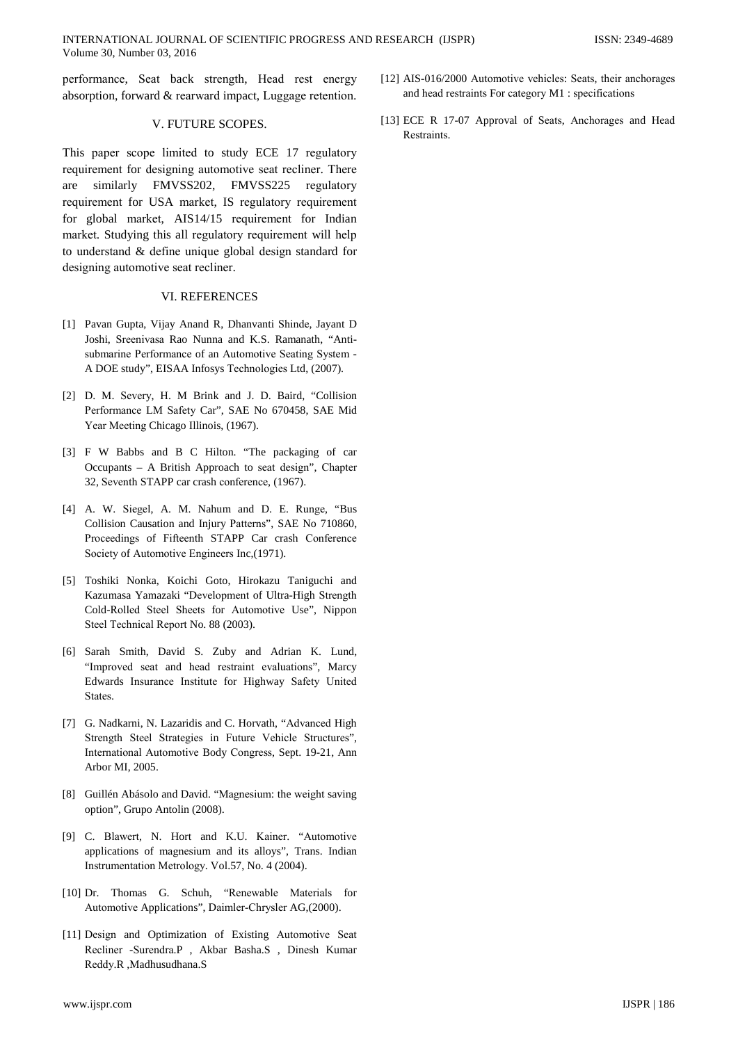performance, Seat back strength, Head rest energy absorption, forward & rearward impact, Luggage retention.

## V. FUTURE SCOPES.

This paper scope limited to study ECE 17 regulatory requirement for designing automotive seat recliner. There are similarly FMVSS202, FMVSS225 regulatory requirement for USA market, IS regulatory requirement for global market, AIS14/15 requirement for Indian market. Studying this all regulatory requirement will help to understand & define unique global design standard for designing automotive seat recliner.

## VI. REFERENCES

[1] Pavan Gupta, Vijay Anand R, Dhanvanti Shinde, Jayant D Joshi, Sreenivasa Rao Nunna and K.S. Ramanath, "Anti-submarine Performance of an Automotive Seating System - A DOE study", EISAA Infosys Technologies Ltd, (2007).

[2] D. M. Severy, H. M Brink and J. D. Baird, "Collision Performance LM Safety Car", SAE No 670458, SAE Mid Year Meeting Chicago Illinois, (1967).

[3] F W Babbs and B C Hilton. "The packaging of car Occupants – A British Approach to seat design", Chapter 32, Seventh STAPP car crash conference, (1967).

[4] A. W. Siegel, A. M. Nahum and D. E. Runge, "Bus Collision Causation and Injury Patterns", SAE No 710860, Proceedings of Fifteenth STAPP Car crash Conference Society of Automotive Engineers Inc,(1971).

[5] Toshiki Nonka, Koichi Goto, Hirokazu Taniguchi and Kazumasa Yamazaki "Development of Ultra-High Strength Cold-Rolled Steel Sheets for Automotive Use", Nippon Steel Technical Report No. 88 (2003).

[6] Sarah Smith, David S. Zuby and Adrian K. Lund, "Improved seat and head restraint evaluations", Marcy Edwards Insurance Institute for Highway Safety United States.

[7] G. Nadkarni, N. Lazaridis and C. Horvath, "Advanced High Strength Steel Strategies in Future Vehicle Structures", International Automotive Body Congress, Sept. 19-21, Ann Arbor MI, 2005.

[8] Guillén Abásolo and David. "Magnesium: the weight saving option", Grupo Antolin (2008).

[9] C. Blawert, N. Hort and K.U. Kainer. "Automotive applications of magnesium and its alloys", Trans. Indian Instrumentation Metrology. Vol.57, No. 4 (2004).

[10] Dr. Thomas G. Schuh, "Renewable Materials for Automotive Applications", Daimler-Chrysler AG,(2000).

[11] Design and Optimization of Existing Automotive Seat Recliner -Surendra.P , Akbar Basha.S , Dinesh Kumar Reddy.R ,Madhusudhana.S

[12] AIS-016/2000 Automotive vehicles: Seats, their anchorages and head restraints For category M1 : specifications

[13] ECE R 17-07 Approval of Seats, Anchorages and Head Restraints.